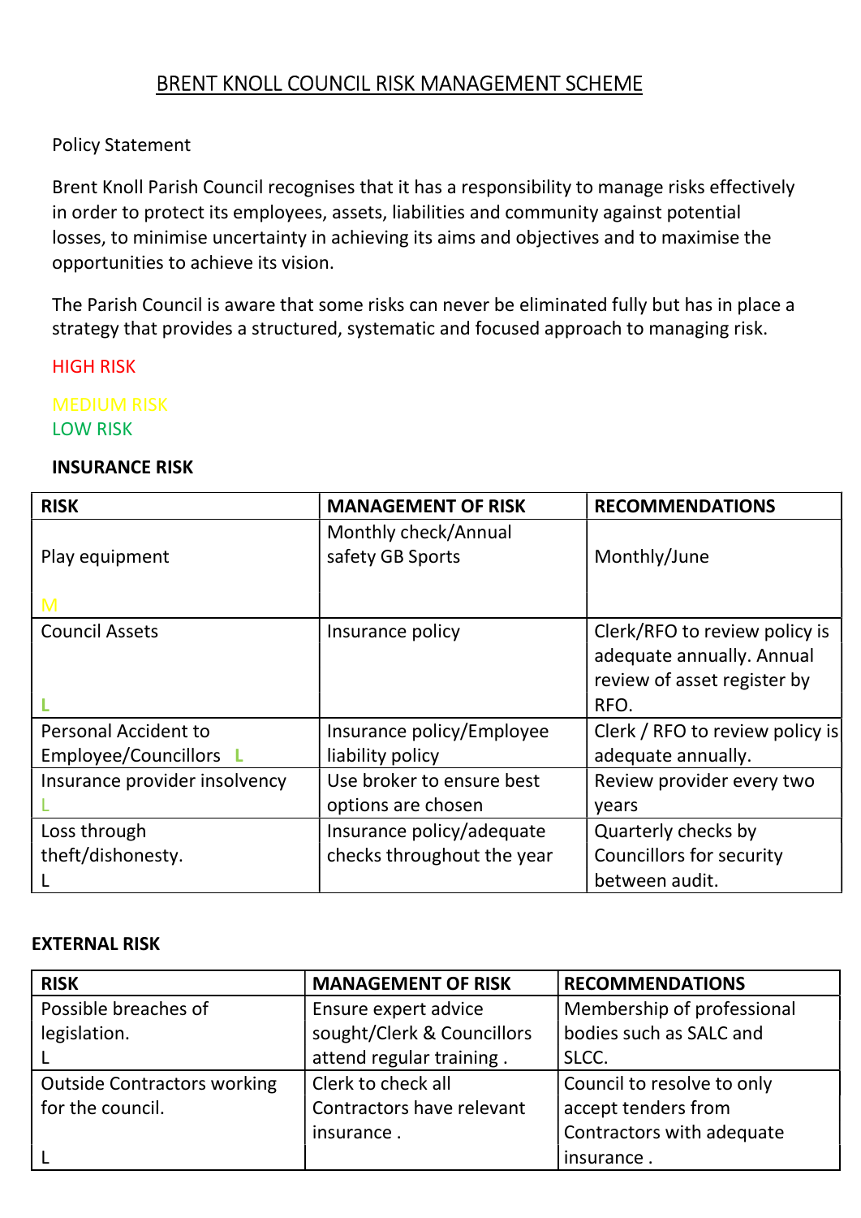# BRENT KNOLL COUNCIL RISK MANAGEMENT SCHEME

Policy Statement

Brent Knoll Parish Council recognises that it has a responsibility to manage risks effectively in order to protect its employees, assets, liabilities and community against potential losses, to minimise uncertainty in achieving its aims and objectives and to maximise the opportunities to achieve its vision.

The Parish Council is aware that some risks can never be eliminated fully but has in place a strategy that provides a structured, systematic and focused approach to managing risk.

HIGH RISK

MEDIUM RISK

LOW RISK

**INSURANCE RISK**

| RISK | MANAGEMENT OF RISK | RECOMMENDATIONS |
|---|---|---|
| Play equipment M | Monthly check/Annual safety GB Sports | Monthly/June |
| Council Assets L | Insurance policy | Clerk/RFO to review policy is adequate annually. Annual review of asset register by RFO. |
| Personal Accident to Employee/Councillors L | Insurance policy/Employee liability policy | Clerk / RFO to review policy is adequate annually. |
| Insurance provider insolvency L | Use broker to ensure best options are chosen | Review provider every two years |
| Loss through theft/dishonesty. L | Insurance policy/adequate checks throughout the year | Quarterly checks by Councillors for security between audit. |

**EXTERNAL RISK**

| RISK | MANAGEMENT OF RISK | RECOMMENDATIONS |
|---|---|---|
| Possible breaches of legislation. L | Ensure expert advice sought/Clerk & Councillors attend regular training . | Membership of professional bodies such as SALC and SLCC. |
| Outside Contractors working for the council. L | Clerk to check all Contractors have relevant insurance . | Council to resolve to only accept tenders from Contractors with adequate insurance . |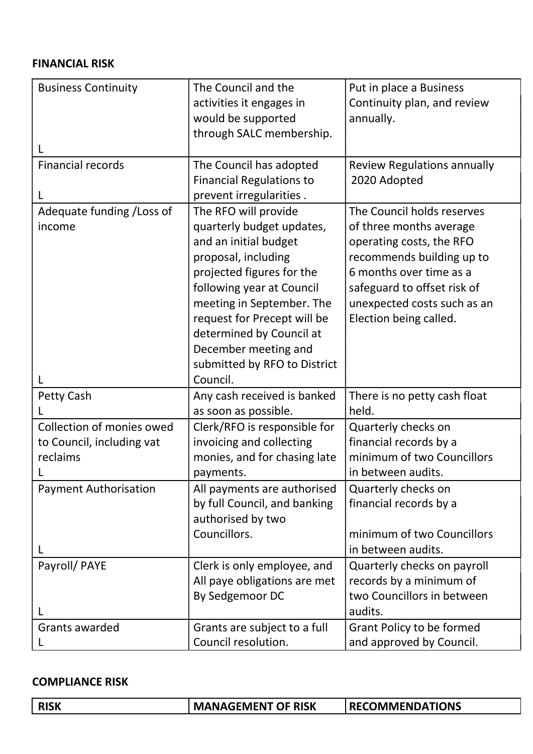**FINANCIAL RISK**

| | | |
|---|---|---|
| Business Continuity<br><br>L | The Council and the activities it engages in would be supported through SALC membership. | Put in place a Business Continuity plan, and review annually. |
| Financial records<br><br>L | The Council has adopted Financial Regulations to prevent irregularities . | Review Regulations annually<br>2020 Adopted |
| Adequate funding /Loss of income<br><br>L | The RFO will provide quarterly budget updates, and an initial budget proposal, including projected figures for the following year at Council meeting in September. The request for Precept will be determined by Council at December meeting and submitted by RFO to District Council. | The Council holds reserves of three months average operating costs, the RFO recommends building up to 6 months over time as a safeguard to offset risk of unexpected costs such as an Election being called. |
| Petty Cash<br>L | Any cash received is banked as soon as possible. | There is no petty cash float held. |
| Collection of monies owed to Council, including vat reclaims<br>L | Clerk/RFO is responsible for invoicing and collecting monies, and for chasing late payments. | Quarterly checks on financial records by a minimum of two Councillors in between audits. |
| Payment Authorisation<br><br>L | All payments are authorised by full Council, and banking authorised by two Councillors. | Quarterly checks on financial records by a<br><br>minimum of two Councillors in between audits. |
| Payroll/ PAYE<br><br>L | Clerk is only employee, and All paye obligations are met By Sedgemoor DC | Quarterly checks on payroll records by a minimum of two Councillors in between audits. |
| Grants awarded<br>L | Grants are subject to a full Council resolution. | Grant Policy to be formed and approved by Council. |

**COMPLIANCE RISK**

| **RISK** | **MANAGEMENT OF RISK** | **RECOMMENDATIONS** |
|---|---|---|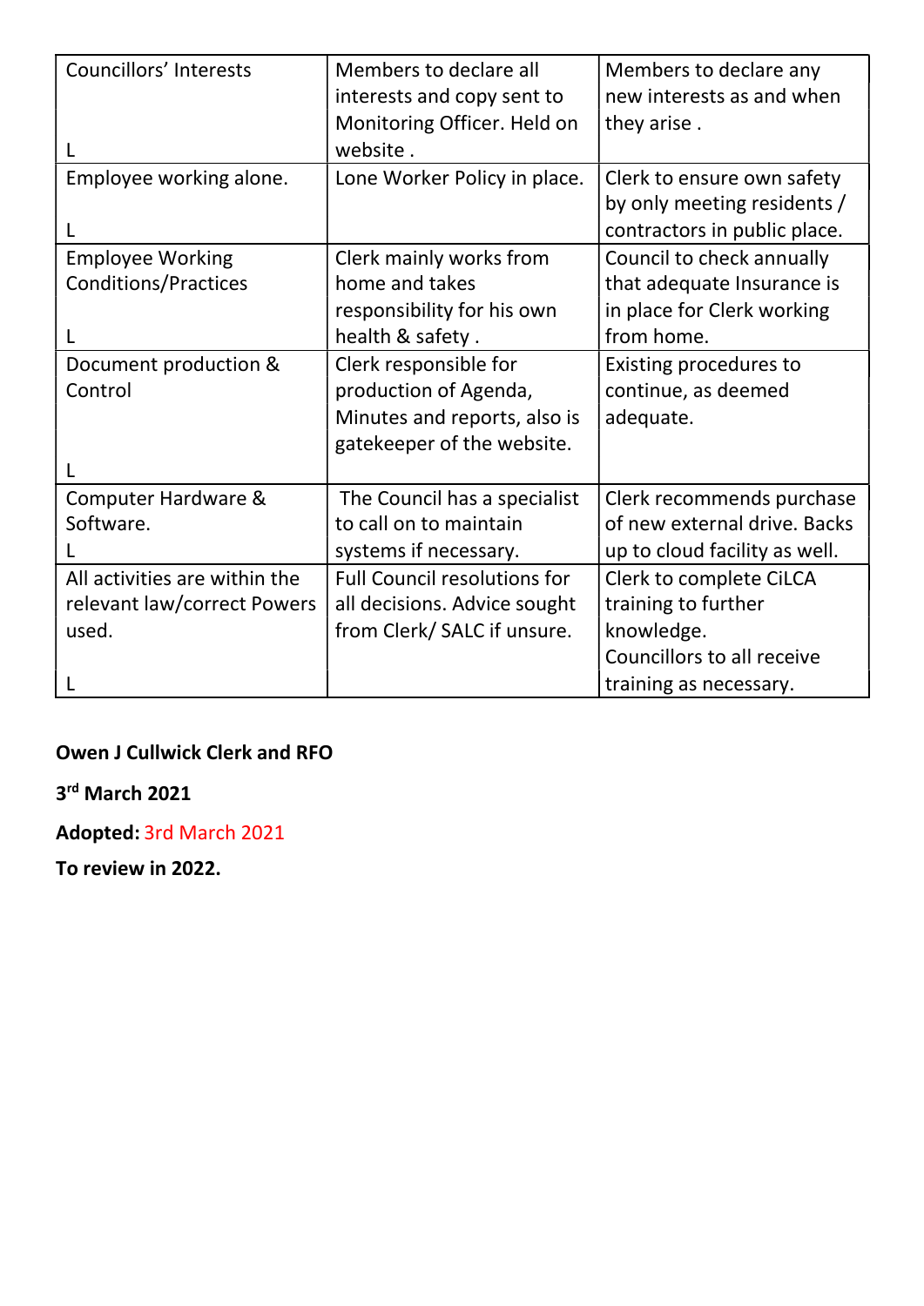| | | |
|---|---|---|
| Councillors' Interests<br><br><br>L | Members to declare all interests and copy sent to Monitoring Officer. Held on website . | Members to declare any new interests as and when they arise . |
| Employee working alone.<br><br>L | Lone Worker Policy in place. | Clerk to ensure own safety by only meeting residents / contractors in public place. |
| Employee Working Conditions/Practices<br><br>L | Clerk mainly works from home and takes responsibility for his own health & safety . | Council to check annually that adequate Insurance is in place for Clerk working from home. |
| Document production & Control<br><br><br>L | Clerk responsible for production of Agenda, Minutes and reports, also is gatekeeper of the website. | Existing procedures to continue, as deemed adequate. |
| Computer Hardware & Software.<br>L | The Council has a specialist to call on to maintain systems if necessary. | Clerk recommends purchase of new external drive. Backs up to cloud facility as well. |
| All activities are within the relevant law/correct Powers used.<br><br>L | Full Council resolutions for all decisions. Advice sought from Clerk/ SALC if unsure. | Clerk to complete CiLCA training to further knowledge.<br>Councillors to all receive training as necessary. |

**Owen J Cullwick Clerk and RFO**

**3rd March 2021**

**Adopted:** 3rd March 2021

**To review in 2022.**